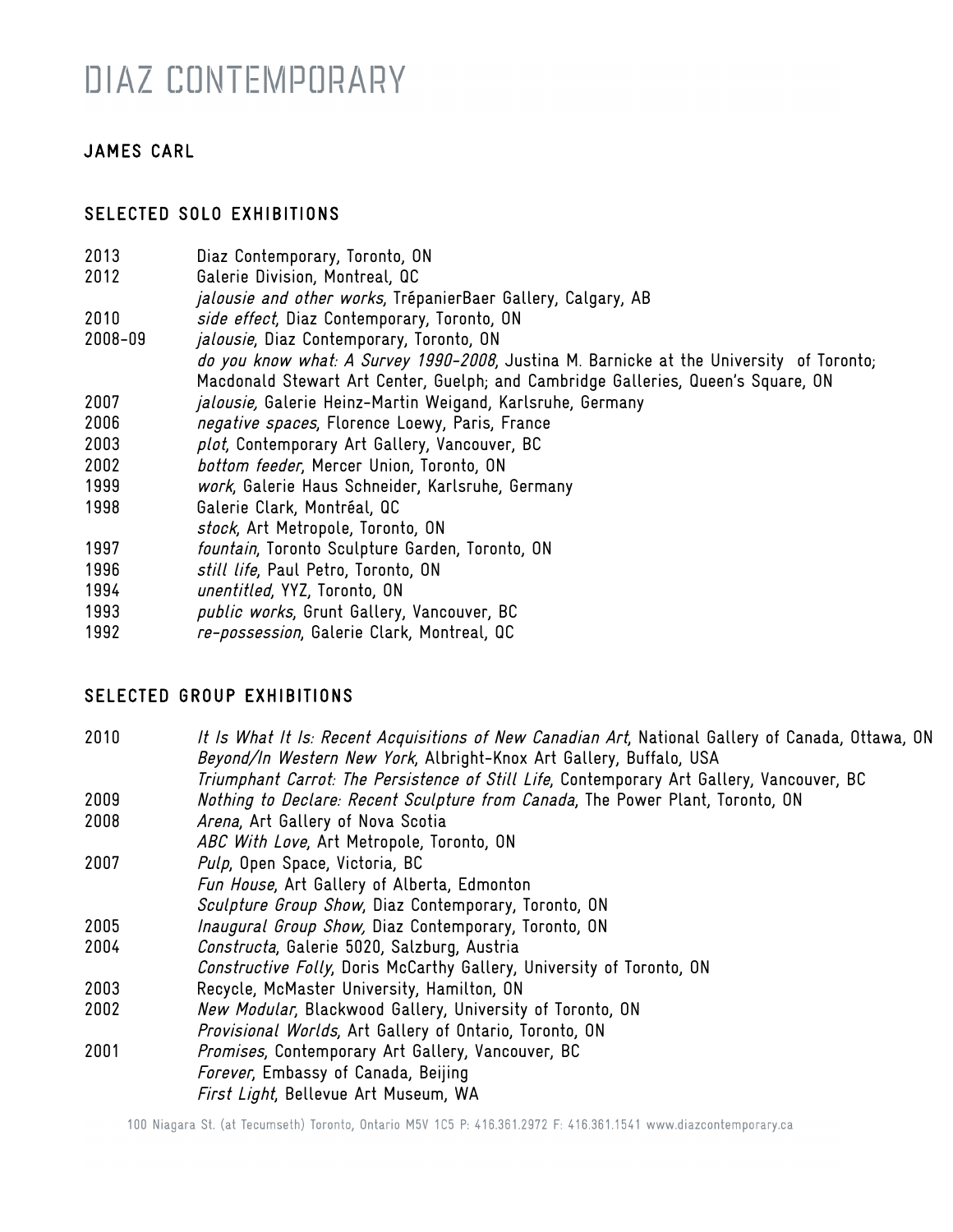# DIAZ CONTEMPORARY

## JAMES CARL

### SELECTED SOLO EXHIBITIONS

2013 Diaz Contemporary, Toronto, ON

2012 Galerie Division, Montreal, QC
*jalousie and other works*, TrépanierBaer Gallery, Calgary, AB

2010 *side effect*, Diaz Contemporary, Toronto, ON

2008-09 *jalousie*, Diaz Contemporary, Toronto, ON
*do you know what: A Survey 1990-2008*, Justina M. Barnicke at the University of Toronto; Macdonald Stewart Art Center, Guelph; and Cambridge Galleries, Queen's Square, ON

2007 *jalousie,* Galerie Heinz-Martin Weigand, Karlsruhe, Germany

2006 *negative spaces*, Florence Loewy, Paris, France

2003 *plot*, Contemporary Art Gallery, Vancouver, BC

2002 *bottom feeder*, Mercer Union, Toronto, ON

1999 *work*, Galerie Haus Schneider, Karlsruhe, Germany

1998 Galerie Clark, Montréal, QC
*stock*, Art Metropole, Toronto, ON

1997 *fountain*, Toronto Sculpture Garden, Toronto, ON

1996 *still life*, Paul Petro, Toronto, ON

1994 *unentitled*, YYZ, Toronto, ON

1993 *public works*, Grunt Gallery, Vancouver, BC

1992 *re-possession*, Galerie Clark, Montreal, QC

### SELECTED GROUP EXHIBITIONS

2010 *It Is What It Is: Recent Acquisitions of New Canadian Art*, National Gallery of Canada, Ottawa, ON
*Beyond/In Western New York*, Albright-Knox Art Gallery, Buffalo, USA
*Triumphant Carrot: The Persistence of Still Life*, Contemporary Art Gallery, Vancouver, BC

2009 *Nothing to Declare: Recent Sculpture from Canada*, The Power Plant, Toronto, ON

2008 *Arena*, Art Gallery of Nova Scotia
*ABC With Love*, Art Metropole, Toronto, ON

2007 *Pulp*, Open Space, Victoria, BC
*Fun House*, Art Gallery of Alberta, Edmonton
*Sculpture Group Show*, Diaz Contemporary, Toronto, ON

2005 *Inaugural Group Show,* Diaz Contemporary, Toronto, ON

2004 *Constructa*, Galerie 5020, Salzburg, Austria
*Constructive Folly*, Doris McCarthy Gallery, University of Toronto, ON

2003 Recycle, McMaster University, Hamilton, ON

2002 *New Modular*, Blackwood Gallery, University of Toronto, ON
*Provisional Worlds*, Art Gallery of Ontario, Toronto, ON

2001 *Promises*, Contemporary Art Gallery, Vancouver, BC
*Forever*, Embassy of Canada, Beijing
*First Light*, Bellevue Art Museum, WA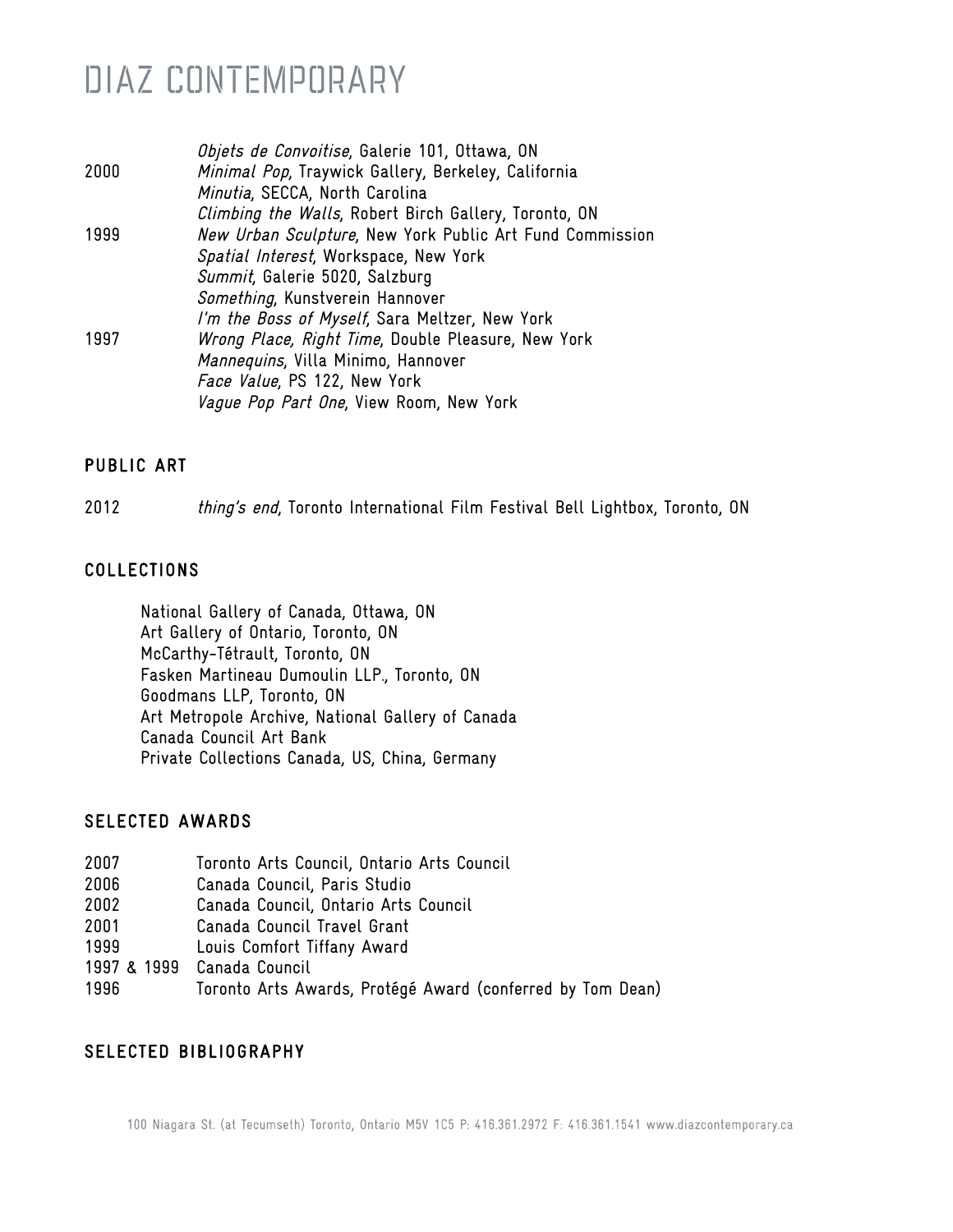| | |
|---|---|
| | *Objets de Convoitise*, Galerie 101, Ottawa, ON |
| 2000 | *Minimal Pop*, Traywick Gallery, Berkeley, California |
| | *Minutia*, SECCA, North Carolina |
| | *Climbing the Walls*, Robert Birch Gallery, Toronto, ON |
| 1999 | *New Urban Sculpture*, New York Public Art Fund Commission |
| | *Spatial Interest*, Workspace, New York |
| | *Summit*, Galerie 5020, Salzburg |
| | *Something*, Kunstverein Hannover |
| | *I'm the Boss of Myself*, Sara Meltzer, New York |
| 1997 | *Wrong Place, Right Time*, Double Pleasure, New York |
| | *Mannequins*, Villa Minimo, Hannover |
| | *Face Value*, PS 122, New York |
| | *Vague Pop Part One*, View Room, New York |

## PUBLIC ART

2012 *thing's end*, Toronto International Film Festival Bell Lightbox, Toronto, ON

## COLLECTIONS

National Gallery of Canada, Ottawa, ON
Art Gallery of Ontario, Toronto, ON
McCarthy-Tétrault, Toronto, ON
Fasken Martineau Dumoulin LLP., Toronto, ON
Goodmans LLP, Toronto, ON
Art Metropole Archive, National Gallery of Canada
Canada Council Art Bank
Private Collections Canada, US, China, Germany

## SELECTED AWARDS

| | |
|---|---|
| 2007 | Toronto Arts Council, Ontario Arts Council |
| 2006 | Canada Council, Paris Studio |
| 2002 | Canada Council, Ontario Arts Council |
| 2001 | Canada Council Travel Grant |
| 1999 | Louis Comfort Tiffany Award |
| 1997 & 1999 | Canada Council |
| 1996 | Toronto Arts Awards, Protégé Award (conferred by Tom Dean) |

## SELECTED BIBLIOGRAPHY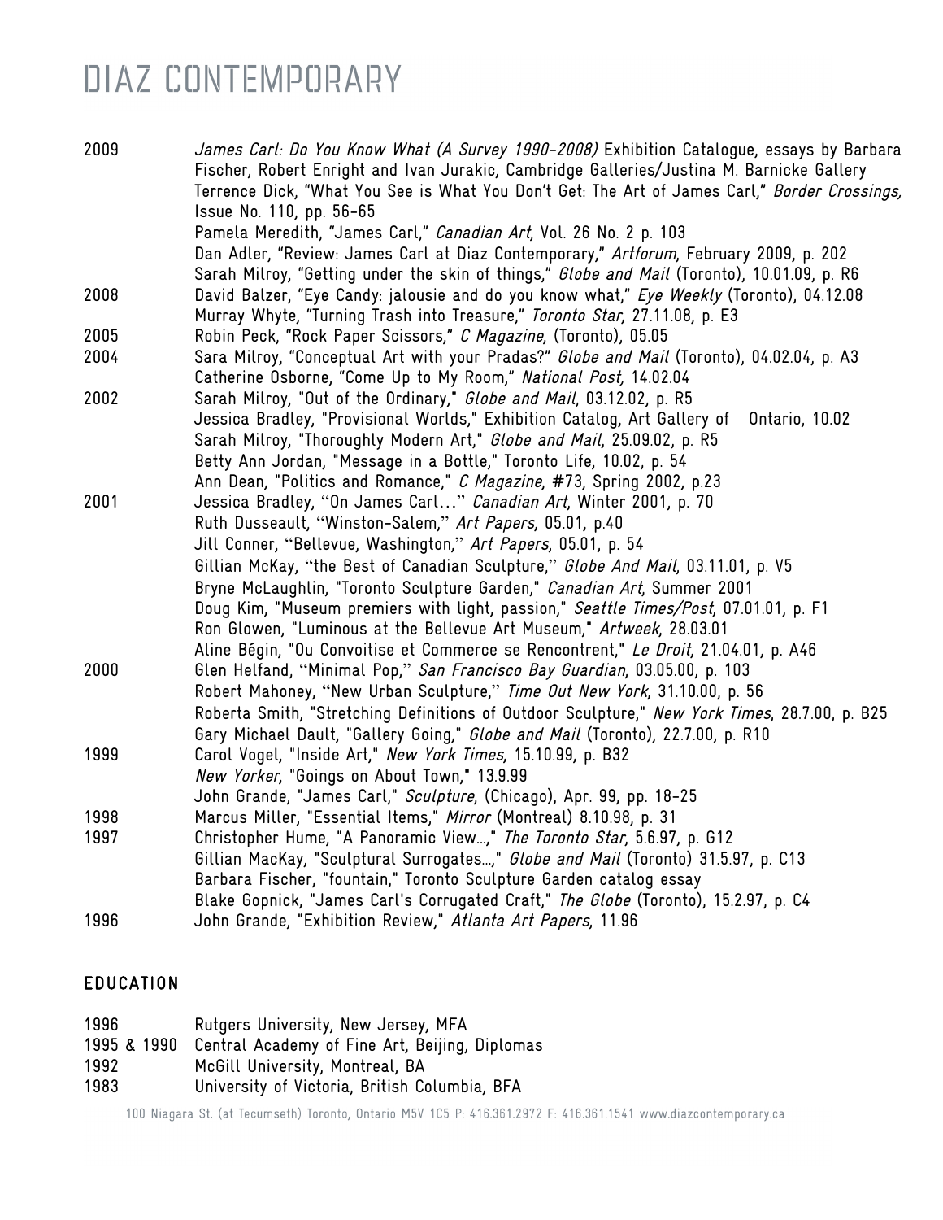# DIAZ CONTEMPORARY

2009 *James Carl: Do You Know What (A Survey 1990-2008)* Exhibition Catalogue, essays by Barbara Fischer, Robert Enright and Ivan Jurakic, Cambridge Galleries/Justina M. Barnicke Gallery
Terrence Dick, "What You See is What You Don't Get: The Art of James Carl," *Border Crossings,* Issue No. 110, pp. 56-65
Pamela Meredith, "James Carl," *Canadian Art*, Vol. 26 No. 2 p. 103
Dan Adler, "Review: James Carl at Diaz Contemporary," *Artforum*, February 2009, p. 202
Sarah Milroy, "Getting under the skin of things," *Globe and Mail* (Toronto), 10.01.09, p. R6

2008 David Balzer, "Eye Candy: jalousie and do you know what," *Eye Weekly* (Toronto), 04.12.08
Murray Whyte, "Turning Trash into Treasure," *Toronto Star*, 27.11.08, p. E3

2005 Robin Peck, "Rock Paper Scissors," *C Magazine*, (Toronto), 05.05

2004 Sara Milroy, "Conceptual Art with your Pradas?" *Globe and Mail* (Toronto), 04.02.04, p. A3
Catherine Osborne, "Come Up to My Room," *National Post,* 14.02.04

2002 Sarah Milroy, "Out of the Ordinary," *Globe and Mail*, 03.12.02, p. R5
Jessica Bradley, "Provisional Worlds," Exhibition Catalog, Art Gallery of Ontario, 10.02
Sarah Milroy, "Thoroughly Modern Art," *Globe and Mail*, 25.09.02, p. R5
Betty Ann Jordan, "Message in a Bottle," Toronto Life, 10.02, p. 54
Ann Dean, "Politics and Romance," *C Magazine*, #73, Spring 2002, p.23

2001 Jessica Bradley, "On James Carl…" *Canadian Art*, Winter 2001, p. 70
Ruth Dusseault, "Winston-Salem," *Art Papers*, 05.01, p.40
Jill Conner, "Bellevue, Washington," *Art Papers*, 05.01, p. 54
Gillian McKay, "the Best of Canadian Sculpture," *Globe And Mail*, 03.11.01, p. V5
Bryne McLaughlin, "Toronto Sculpture Garden," *Canadian Art*, Summer 2001
Doug Kim, "Museum premiers with light, passion," *Seattle Times/Post*, 07.01.01, p. F1
Ron Glowen, "Luminous at the Bellevue Art Museum," *Artweek*, 28.03.01
Aline Bégin, "Ou Convoitise et Commerce se Rencontrent," *Le Droit*, 21.04.01, p. A46

2000 Glen Helfand, "Minimal Pop," *San Francisco Bay Guardian*, 03.05.00, p. 103
Robert Mahoney, "New Urban Sculpture," *Time Out New York*, 31.10.00, p. 56
Roberta Smith, "Stretching Definitions of Outdoor Sculpture," *New York Times*, 28.7.00, p. B25
Gary Michael Dault, "Gallery Going," *Globe and Mail* (Toronto), 22.7.00, p. R10

1999 Carol Vogel, "Inside Art," *New York Times*, 15.10.99, p. B32
*New Yorker*, "Goings on About Town," 13.9.99
John Grande, "James Carl," *Sculpture*, (Chicago), Apr. 99, pp. 18-25

1998 Marcus Miller, "Essential Items," *Mirror* (Montreal) 8.10.98, p. 31

1997 Christopher Hume, "A Panoramic View…," *The Toronto Star*, 5.6.97, p. G12
Gillian MacKay, "Sculptural Surrogates…," *Globe and Mail* (Toronto) 31.5.97, p. C13
Barbara Fischer, "fountain," Toronto Sculpture Garden catalog essay
Blake Gopnick, "James Carl's Corrugated Craft," *The Globe* (Toronto), 15.2.97, p. C4

1996 John Grande, "Exhibition Review," *Atlanta Art Papers*, 11.96

## EDUCATION

1996 Rutgers University, New Jersey, MFA
1995 & 1990 Central Academy of Fine Art, Beijing, Diplomas
1992 McGill University, Montreal, BA
1983 University of Victoria, British Columbia, BFA

100 Niagara St. (at Tecumseth) Toronto, Ontario M5V 1C5 P: 416.361.2972 F: 416.361.1541 www.diazcontemporary.ca